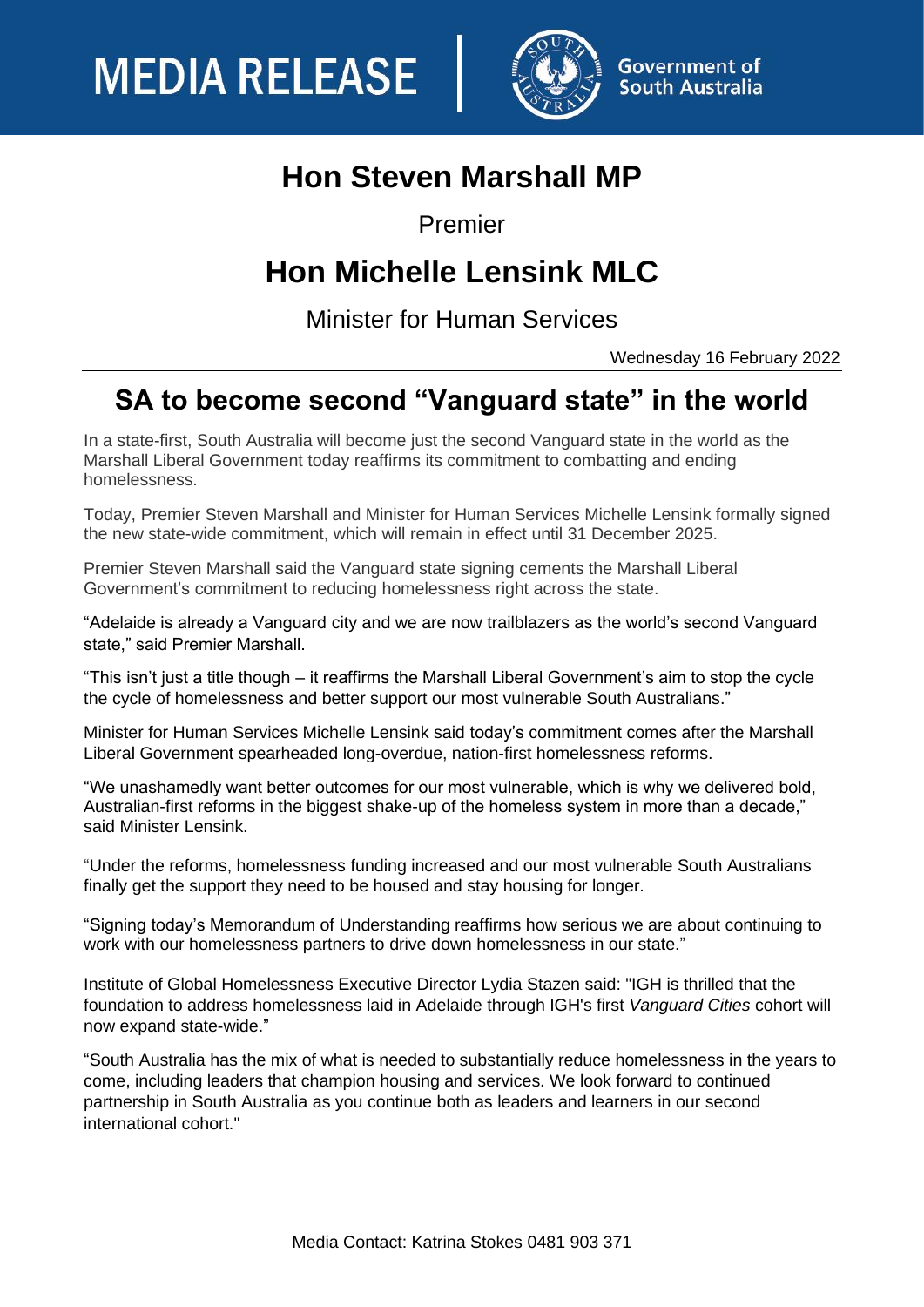MEDIA RELEASE

Government of South Australia

# Hon Steven Marshall MP

Premier

# Hon Michelle Lensink MLC

Minister for Human Services

Wednesday 16 February 2022

## SA to become second "Vanguard state" in the world

In a state-first, South Australia will become just the second Vanguard state in the world as the Marshall Liberal Government today reaffirms its commitment to combatting and ending homelessness.

Today, Premier Steven Marshall and Minister for Human Services Michelle Lensink formally signed the new state-wide commitment, which will remain in effect until 31 December 2025.

Premier Steven Marshall said the Vanguard state signing cements the Marshall Liberal Government's commitment to reducing homelessness right across the state.

"Adelaide is already a Vanguard city and we are now trailblazers as the world's second Vanguard state," said Premier Marshall.

"This isn't just a title though – it reaffirms the Marshall Liberal Government's aim to stop the cycle the cycle of homelessness and better support our most vulnerable South Australians."

Minister for Human Services Michelle Lensink said today's commitment comes after the Marshall Liberal Government spearheaded long-overdue, nation-first homelessness reforms.

"We unashamedly want better outcomes for our most vulnerable, which is why we delivered bold, Australian-first reforms in the biggest shake-up of the homeless system in more than a decade," said Minister Lensink.

"Under the reforms, homelessness funding increased and our most vulnerable South Australians finally get the support they need to be housed and stay housing for longer.

"Signing today's Memorandum of Understanding reaffirms how serious we are about continuing to work with our homelessness partners to drive down homelessness in our state."

Institute of Global Homelessness Executive Director Lydia Stazen said: "IGH is thrilled that the foundation to address homelessness laid in Adelaide through IGH's first *Vanguard Cities* cohort will now expand state-wide."

"South Australia has the mix of what is needed to substantially reduce homelessness in the years to come, including leaders that champion housing and services. We look forward to continued partnership in South Australia as you continue both as leaders and learners in our second international cohort."

Media Contact: Katrina Stokes 0481 903 371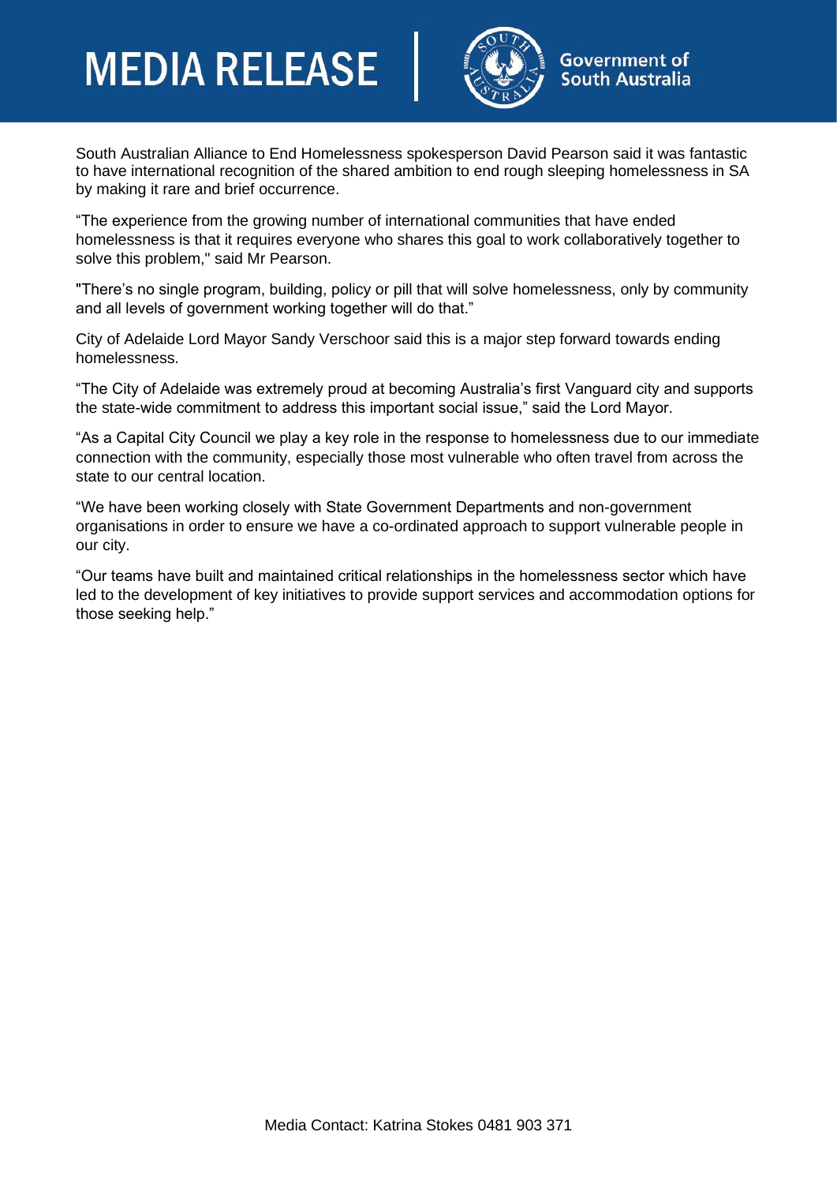South Australian Alliance to End Homelessness spokesperson David Pearson said it was fantastic to have international recognition of the shared ambition to end rough sleeping homelessness in SA by making it rare and brief occurrence.

"The experience from the growing number of international communities that have ended homelessness is that it requires everyone who shares this goal to work collaboratively together to solve this problem," said Mr Pearson.

"There's no single program, building, policy or pill that will solve homelessness, only by community and all levels of government working together will do that."

City of Adelaide Lord Mayor Sandy Verschoor said this is a major step forward towards ending homelessness.

"The City of Adelaide was extremely proud at becoming Australia's first Vanguard city and supports the state-wide commitment to address this important social issue," said the Lord Mayor.

"As a Capital City Council we play a key role in the response to homelessness due to our immediate connection with the community, especially those most vulnerable who often travel from across the state to our central location.

"We have been working closely with State Government Departments and non-government organisations in order to ensure we have a co-ordinated approach to support vulnerable people in our city.

"Our teams have built and maintained critical relationships in the homelessness sector which have led to the development of key initiatives to provide support services and accommodation options for those seeking help."

Media Contact: Katrina Stokes 0481 903 371